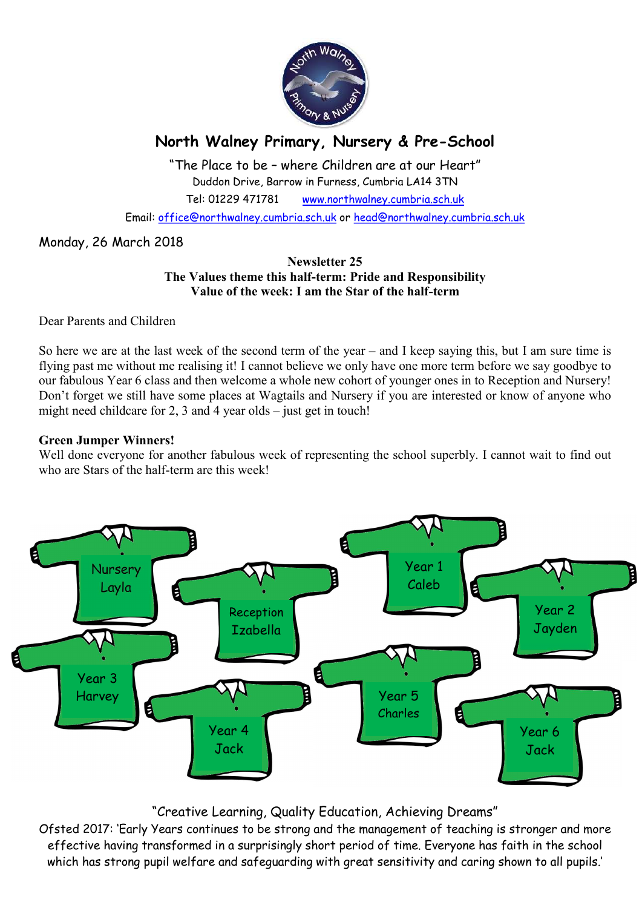# North Walney Primary, Nursery & Pre-School

"The Place to be – where Children are at our Heart"
Duddon Drive, Barrow in Furness, Cumbria LA14 3TN
Tel: 01229 471781 www.northwalney.cumbria.sch.uk
Email: office@northwalney.cumbria.sch.uk or head@northwalney.cumbria.sch.uk

Monday, 26 March 2018

**Newsletter 25**
**The Values theme this half-term: Pride and Responsibility**
**Value of the week: I am the Star of the half-term**

Dear Parents and Children

So here we are at the last week of the second term of the year – and I keep saying this, but I am sure time is flying past me without me realising it! I cannot believe we only have one more term before we say goodbye to our fabulous Year 6 class and then welcome a whole new cohort of younger ones in to Reception and Nursery! Don't forget we still have some places at Wagtails and Nursery if you are interested or know of anyone who might need childcare for 2, 3 and 4 year olds – just get in touch!

**Green Jumper Winners!**
Well done everyone for another fabulous week of representing the school superbly. I cannot wait to find out who are Stars of the half-term are this week!

- Nursery – Layla
- Reception – Izabella
- Year 1 – Caleb
- Year 2 – Jayden
- Year 3 – Harvey
- Year 4 – Jack
- Year 5 – Charles
- Year 6 – Jack

"Creative Learning, Quality Education, Achieving Dreams"
Ofsted 2017: 'Early Years continues to be strong and the management of teaching is stronger and more effective having transformed in a surprisingly short period of time. Everyone has faith in the school which has strong pupil welfare and safeguarding with great sensitivity and caring shown to all pupils.'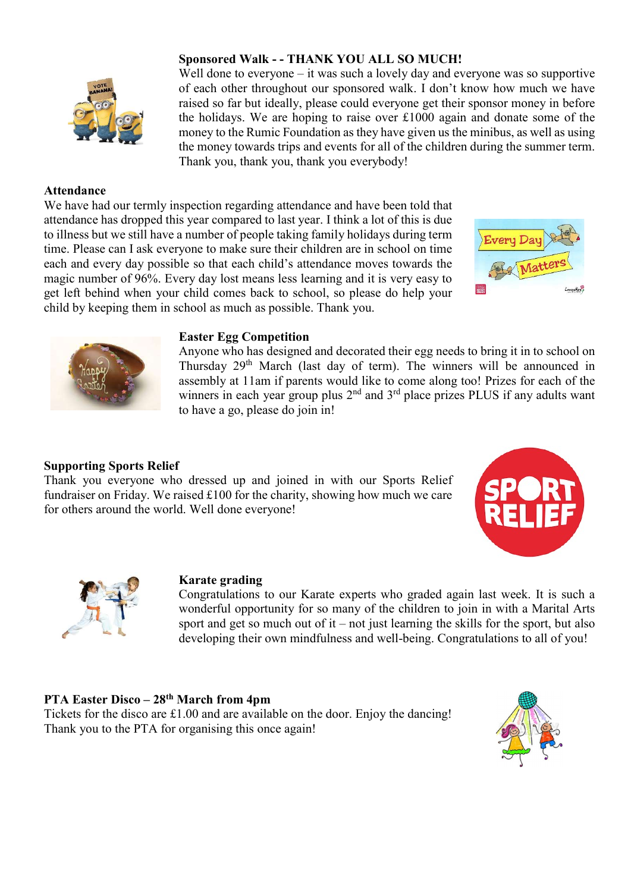**Sponsored Walk - - THANK YOU ALL SO MUCH!**

Well done to everyone – it was such a lovely day and everyone was so supportive of each other throughout our sponsored walk. I don't know how much we have raised so far but ideally, please could everyone get their sponsor money in before the holidays. We are hoping to raise over £1000 again and donate some of the money to the Rumic Foundation as they have given us the minibus, as well as using the money towards trips and events for all of the children during the summer term. Thank you, thank you, thank you everybody!

**Attendance**

We have had our termly inspection regarding attendance and have been told that attendance has dropped this year compared to last year. I think a lot of this is due to illness but we still have a number of people taking family holidays during term time. Please can I ask everyone to make sure their children are in school on time each and every day possible so that each child's attendance moves towards the magic number of 96%. Every day lost means less learning and it is very easy to get left behind when your child comes back to school, so please do help your child by keeping them in school as much as possible. Thank you.

**Easter Egg Competition**

Anyone who has designed and decorated their egg needs to bring it in to school on Thursday 29th March (last day of term). The winners will be announced in assembly at 11am if parents would like to come along too! Prizes for each of the winners in each year group plus 2nd and 3rd place prizes PLUS if any adults want to have a go, please do join in!

**Supporting Sports Relief**

Thank you everyone who dressed up and joined in with our Sports Relief fundraiser on Friday. We raised £100 for the charity, showing how much we care for others around the world. Well done everyone!

**Karate grading**

Congratulations to our Karate experts who graded again last week. It is such a wonderful opportunity for so many of the children to join in with a Marital Arts sport and get so much out of it – not just learning the skills for the sport, but also developing their own mindfulness and well-being. Congratulations to all of you!

**PTA Easter Disco – 28th March from 4pm**

Tickets for the disco are £1.00 and are available on the door. Enjoy the dancing! Thank you to the PTA for organising this once again!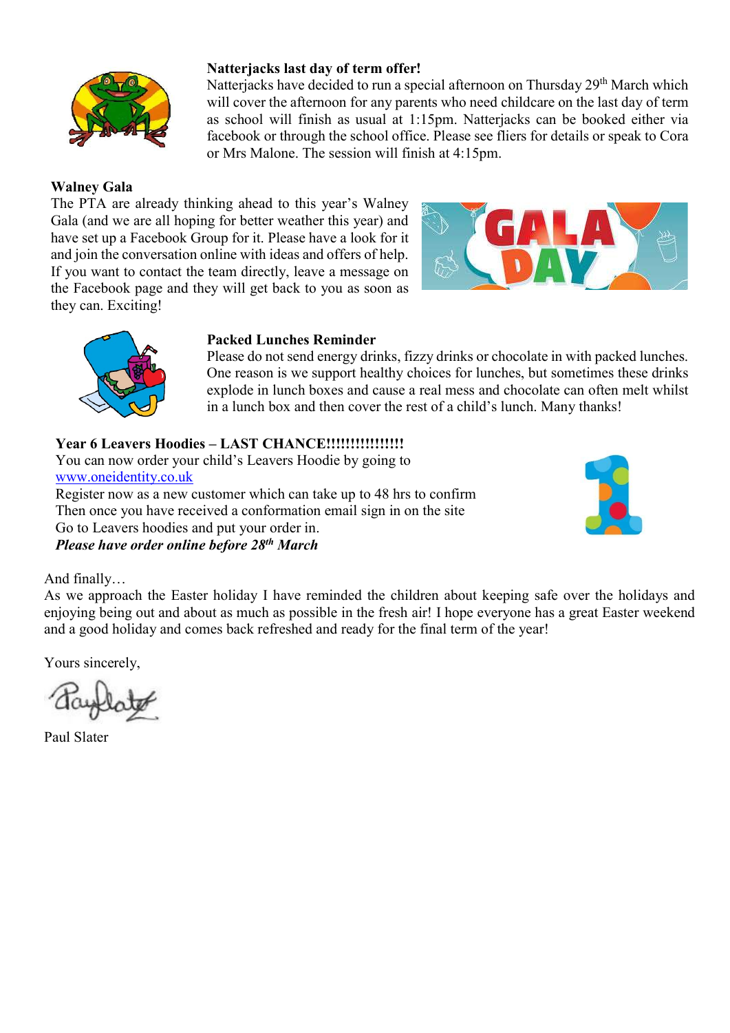**Natterjacks last day of term offer!**

Natterjacks have decided to run a special afternoon on Thursday 29th March which will cover the afternoon for any parents who need childcare on the last day of term as school will finish as usual at 1:15pm. Natterjacks can be booked either via facebook or through the school office. Please see fliers for details or speak to Cora or Mrs Malone. The session will finish at 4:15pm.

**Walney Gala**

The PTA are already thinking ahead to this year's Walney Gala (and we are all hoping for better weather this year) and have set up a Facebook Group for it. Please have a look for it and join the conversation online with ideas and offers of help. If you want to contact the team directly, leave a message on the Facebook page and they will get back to you as soon as they can. Exciting!

**Packed Lunches Reminder**

Please do not send energy drinks, fizzy drinks or chocolate in with packed lunches. One reason is we support healthy choices for lunches, but sometimes these drinks explode in lunch boxes and cause a real mess and chocolate can often melt whilst in a lunch box and then cover the rest of a child's lunch. Many thanks!

**Year 6 Leavers Hoodies – LAST CHANCE!!!!!!!!!!!!!!!!**

You can now order your child's Leavers Hoodie by going to
[www.oneidentity.co.uk](http://www.oneidentity.co.uk)
Register now as a new customer which can take up to 48 hrs to confirm
Then once you have received a conformation email sign in on the site
Go to Leavers hoodies and put your order in.
***Please have order online before 28th March***

And finally…

As we approach the Easter holiday I have reminded the children about keeping safe over the holidays and enjoying being out and about as much as possible in the fresh air! I hope everyone has a great Easter weekend and a good holiday and comes back refreshed and ready for the final term of the year!

Yours sincerely,

Paul Slater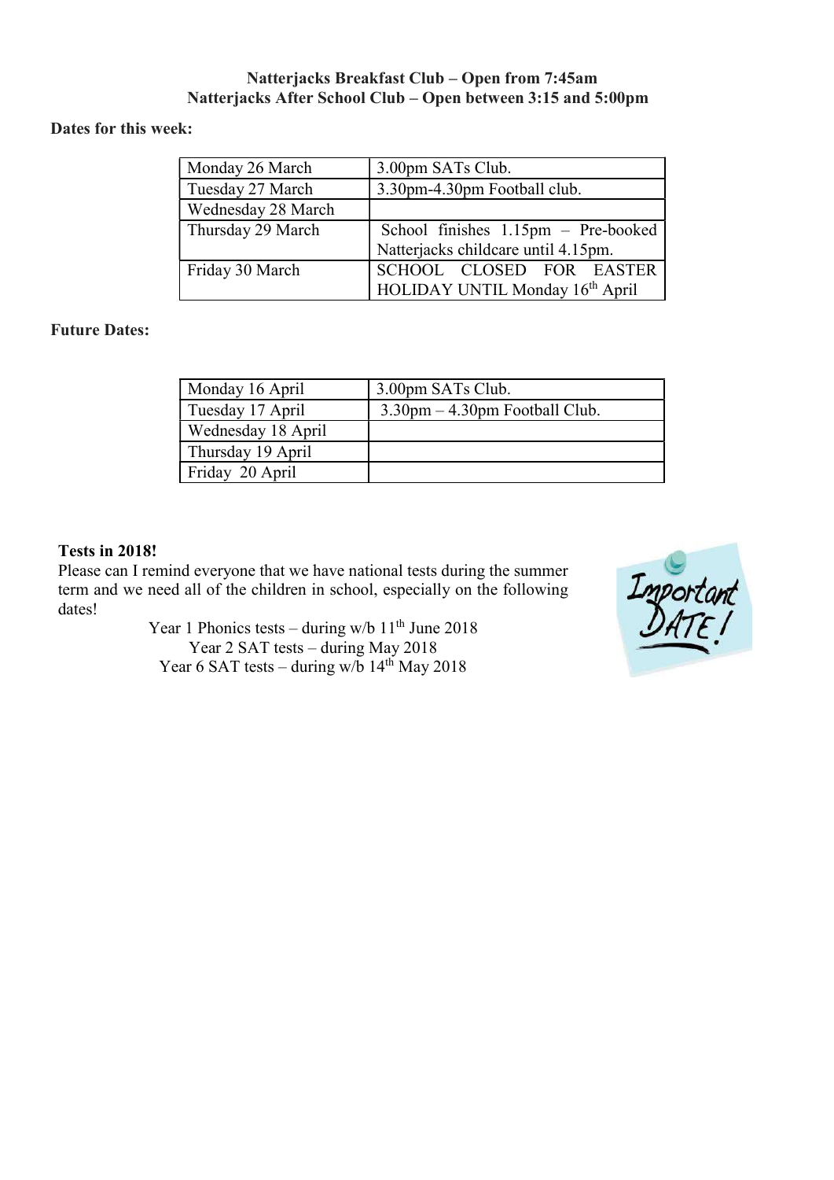**Natterjacks Breakfast Club – Open from 7:45am**
**Natterjacks After School Club – Open between 3:15 and 5:00pm**

**Dates for this week:**

| | |
|---|---|
| Monday 26 March | 3.00pm SATs Club. |
| Tuesday 27 March | 3.30pm-4.30pm Football club. |
| Wednesday 28 March | |
| Thursday 29 March | School finishes 1.15pm – Pre-booked Natterjacks childcare until 4.15pm. |
| Friday 30 March | SCHOOL CLOSED FOR EASTER HOLIDAY UNTIL Monday 16th April |

**Future Dates:**

| | |
|---|---|
| Monday 16 April | 3.00pm SATs Club. |
| Tuesday 17 April | 3.30pm – 4.30pm Football Club. |
| Wednesday 18 April | |
| Thursday 19 April | |
| Friday 20 April | |

**Tests in 2018!**

Please can I remind everyone that we have national tests during the summer term and we need all of the children in school, especially on the following dates!

Year 1 Phonics tests – during w/b 11th June 2018
Year 2 SAT tests – during May 2018
Year 6 SAT tests – during w/b 14th May 2018

Important DATE!